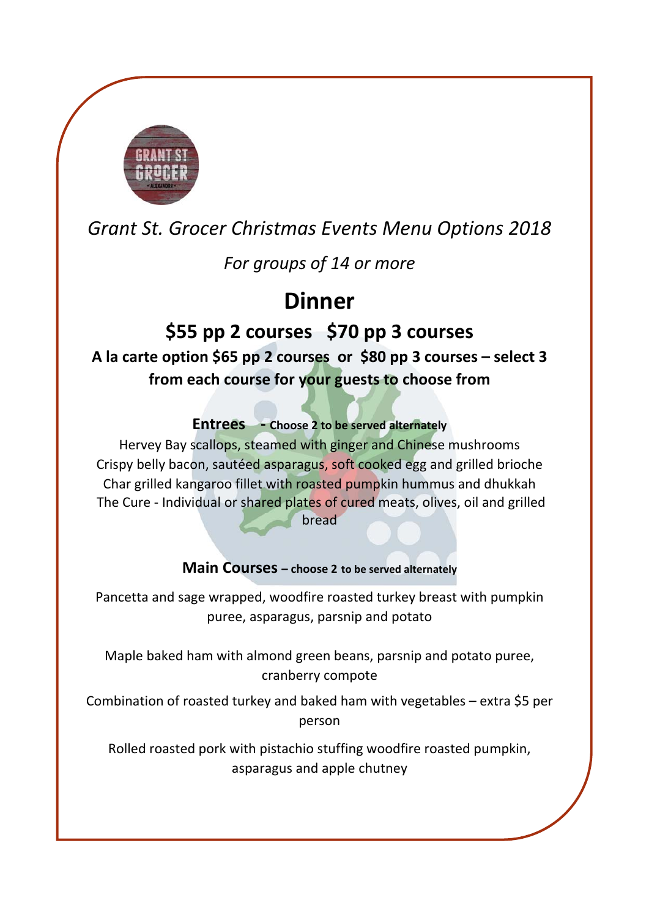*Grant St. Grocer Christmas Events Menu Options 2018*

*For groups of 14 or more*

# Dinner

## $55 pp 2 courses   $70 pp 3 courses

**A la carte option $65 pp 2 courses  or  $80 pp 3 courses – select 3 from each course for your guests to choose from**

### Entrees - Choose 2 to be served alternately

Hervey Bay scallops, steamed with ginger and Chinese mushrooms

Crispy belly bacon, sautéed asparagus, soft cooked egg and grilled brioche

Char grilled kangaroo fillet with roasted pumpkin hummus and dhukkah

The Cure - Individual or shared plates of cured meats, olives, oil and grilled bread

### Main Courses – choose 2 to be served alternately

Pancetta and sage wrapped, woodfire roasted turkey breast with pumpkin puree, asparagus, parsnip and potato

Maple baked ham with almond green beans, parsnip and potato puree, cranberry compote

Combination of roasted turkey and baked ham with vegetables – extra $5 per person

Rolled roasted pork with pistachio stuffing woodfire roasted pumpkin, asparagus and apple chutney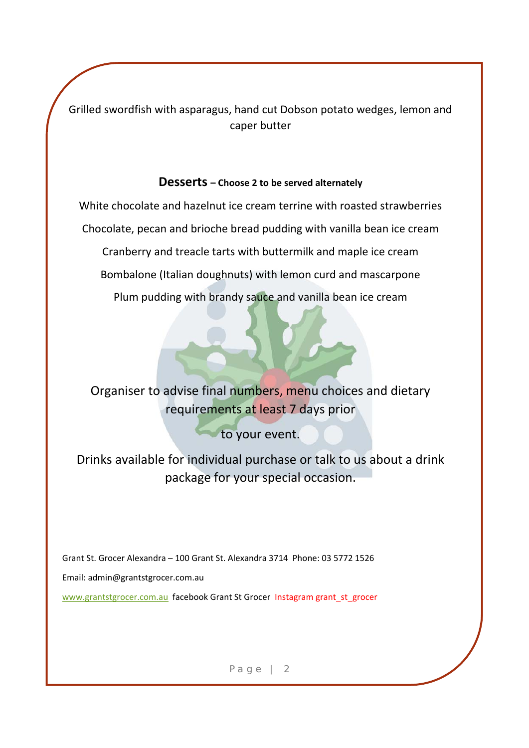Grilled swordfish with asparagus, hand cut Dobson potato wedges, lemon and caper butter

## Desserts – Choose 2 to be served alternately

White chocolate and hazelnut ice cream terrine with roasted strawberries

Chocolate, pecan and brioche bread pudding with vanilla bean ice cream

Cranberry and treacle tarts with buttermilk and maple ice cream

Bombalone (Italian doughnuts) with lemon curd and mascarpone

Plum pudding with brandy sauce and vanilla bean ice cream

Organiser to advise final numbers, menu choices and dietary requirements at least 7 days prior to your event.

Drinks available for individual purchase or talk to us about a drink package for your special occasion.

Grant St. Grocer Alexandra – 100 Grant St. Alexandra 3714 Phone: 03 5772 1526

Email: admin@grantstgrocer.com.au

www.grantstgrocer.com.au facebook Grant St Grocer Instagram grant_st_grocer